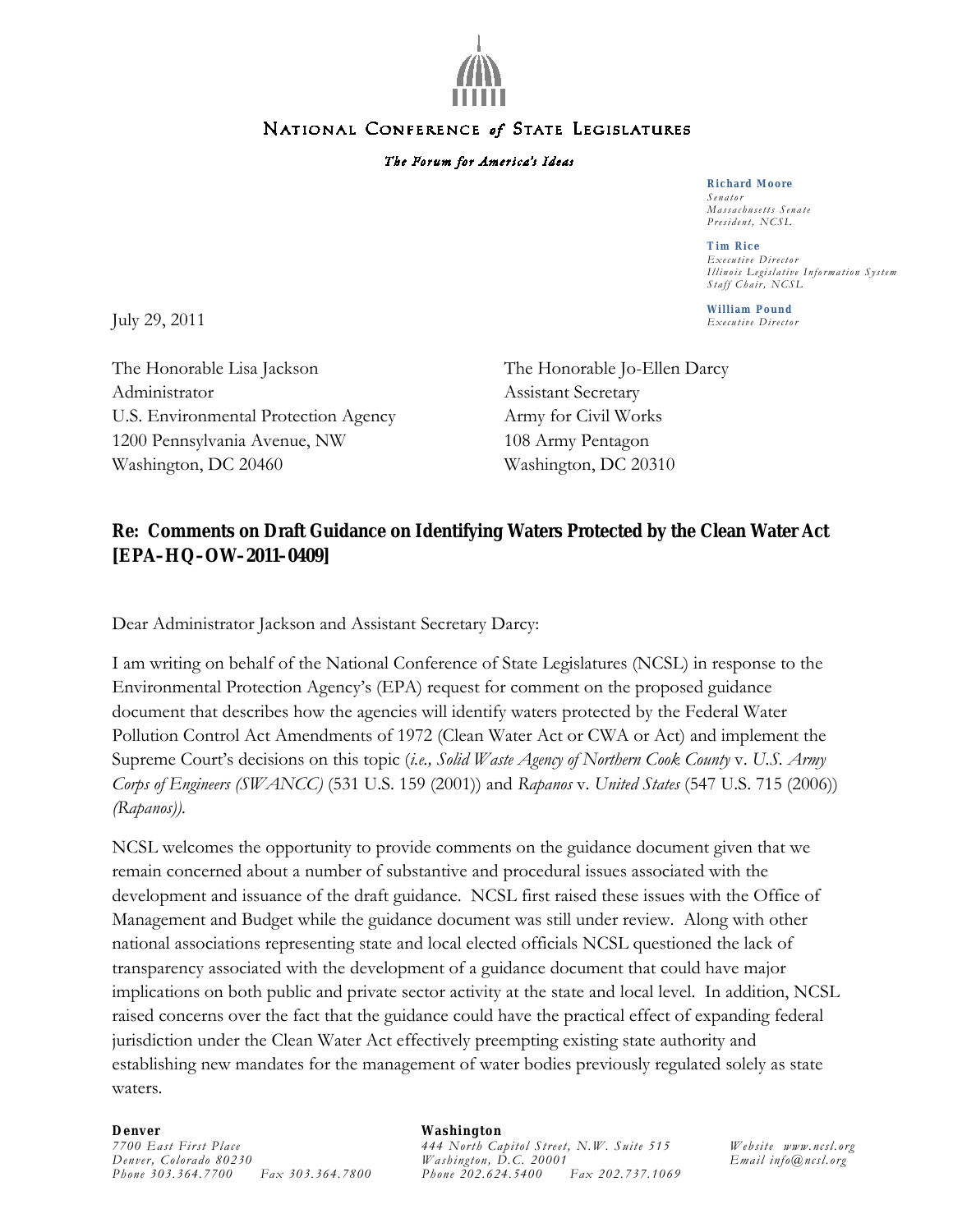# NATIONAL CONFERENCE *of* STATE LEGISLATURES

*The Forum for America's Ideas*

**Richard Moore**
*Senator*
*Massachusetts Senate*
*President, NCSL*

**Tim Rice**
*Executive Director*
*Illinois Legislative Information System*
*Staff Chair, NCSL*

**William Pound**
*Executive Director*

July 29, 2011

The Honorable Lisa Jackson
Administrator
U.S. Environmental Protection Agency
1200 Pennsylvania Avenue, NW
Washington, DC 20460

The Honorable Jo-Ellen Darcy
Assistant Secretary
Army for Civil Works
108 Army Pentagon
Washington, DC 20310

**Re: Comments on Draft Guidance on Identifying Waters Protected by the Clean Water Act [EPA–HQ–OW–2011–0409]**

Dear Administrator Jackson and Assistant Secretary Darcy:

I am writing on behalf of the National Conference of State Legislatures (NCSL) in response to the Environmental Protection Agency's (EPA) request for comment on the proposed guidance document that describes how the agencies will identify waters protected by the Federal Water Pollution Control Act Amendments of 1972 (Clean Water Act or CWA or Act) and implement the Supreme Court's decisions on this topic (*i.e., Solid Waste Agency of Northern Cook County* v. *U.S. Army Corps of Engineers (SWANCC)* (531 U.S. 159 (2001)) and *Rapanos* v. *United States* (547 U.S. 715 (2006)) *(Rapanos)*.

NCSL welcomes the opportunity to provide comments on the guidance document given that we remain concerned about a number of substantive and procedural issues associated with the development and issuance of the draft guidance. NCSL first raised these issues with the Office of Management and Budget while the guidance document was still under review. Along with other national associations representing state and local elected officials NCSL questioned the lack of transparency associated with the development of a guidance document that could have major implications on both public and private sector activity at the state and local level. In addition, NCSL raised concerns over the fact that the guidance could have the practical effect of expanding federal jurisdiction under the Clean Water Act effectively preempting existing state authority and establishing new mandates for the management of water bodies previously regulated solely as state waters.

**Denver**
*7700 East First Place*
*Denver, Colorado 80230*
*Phone 303.364.7700 Fax 303.364.7800*

**Washington**
*444 North Capitol Street, N.W. Suite 515*
*Washington, D.C. 20001*
*Phone 202.624.5400 Fax 202.737.1069*

*Website www.ncsl.org*
*Email info@ncsl.org*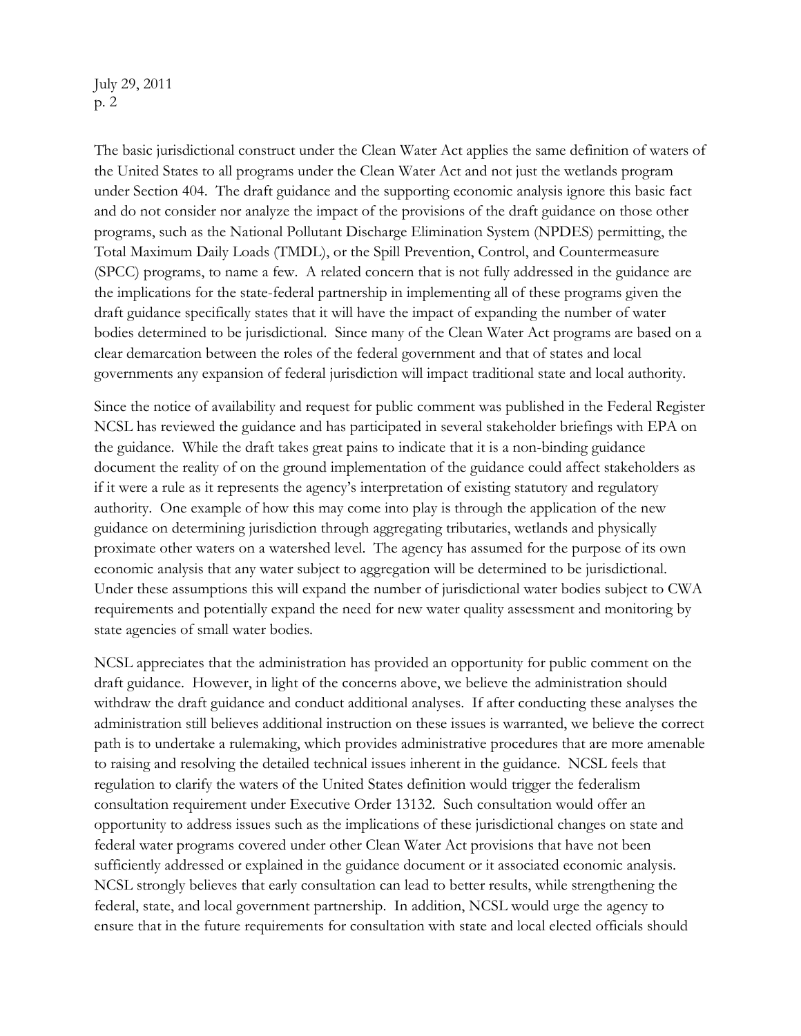The basic jurisdictional construct under the Clean Water Act applies the same definition of waters of the United States to all programs under the Clean Water Act and not just the wetlands program under Section 404. The draft guidance and the supporting economic analysis ignore this basic fact and do not consider nor analyze the impact of the provisions of the draft guidance on those other programs, such as the National Pollutant Discharge Elimination System (NPDES) permitting, the Total Maximum Daily Loads (TMDL), or the Spill Prevention, Control, and Countermeasure (SPCC) programs, to name a few. A related concern that is not fully addressed in the guidance are the implications for the state-federal partnership in implementing all of these programs given the draft guidance specifically states that it will have the impact of expanding the number of water bodies determined to be jurisdictional. Since many of the Clean Water Act programs are based on a clear demarcation between the roles of the federal government and that of states and local governments any expansion of federal jurisdiction will impact traditional state and local authority.

Since the notice of availability and request for public comment was published in the Federal Register NCSL has reviewed the guidance and has participated in several stakeholder briefings with EPA on the guidance. While the draft takes great pains to indicate that it is a non-binding guidance document the reality of on the ground implementation of the guidance could affect stakeholders as if it were a rule as it represents the agency's interpretation of existing statutory and regulatory authority. One example of how this may come into play is through the application of the new guidance on determining jurisdiction through aggregating tributaries, wetlands and physically proximate other waters on a watershed level. The agency has assumed for the purpose of its own economic analysis that any water subject to aggregation will be determined to be jurisdictional. Under these assumptions this will expand the number of jurisdictional water bodies subject to CWA requirements and potentially expand the need for new water quality assessment and monitoring by state agencies of small water bodies.

NCSL appreciates that the administration has provided an opportunity for public comment on the draft guidance. However, in light of the concerns above, we believe the administration should withdraw the draft guidance and conduct additional analyses. If after conducting these analyses the administration still believes additional instruction on these issues is warranted, we believe the correct path is to undertake a rulemaking, which provides administrative procedures that are more amenable to raising and resolving the detailed technical issues inherent in the guidance. NCSL feels that regulation to clarify the waters of the United States definition would trigger the federalism consultation requirement under Executive Order 13132. Such consultation would offer an opportunity to address issues such as the implications of these jurisdictional changes on state and federal water programs covered under other Clean Water Act provisions that have not been sufficiently addressed or explained in the guidance document or it associated economic analysis. NCSL strongly believes that early consultation can lead to better results, while strengthening the federal, state, and local government partnership. In addition, NCSL would urge the agency to ensure that in the future requirements for consultation with state and local elected officials should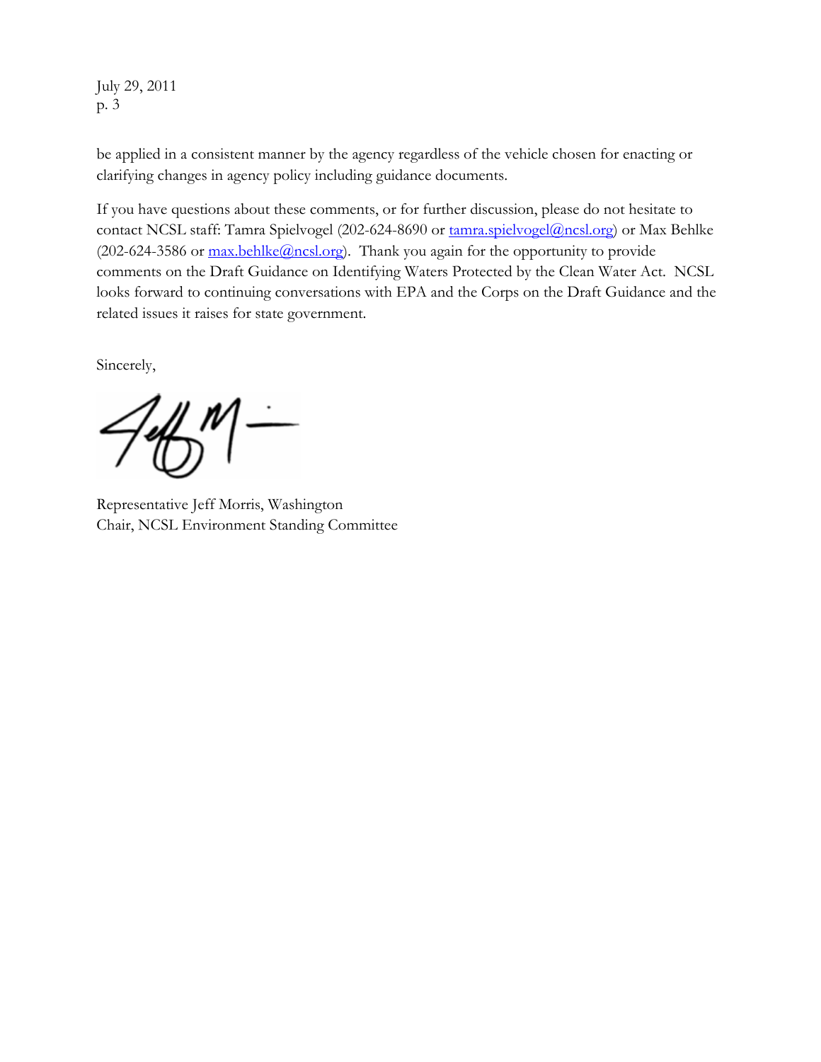be applied in a consistent manner by the agency regardless of the vehicle chosen for enacting or clarifying changes in agency policy including guidance documents.

If you have questions about these comments, or for further discussion, please do not hesitate to contact NCSL staff: Tamra Spielvogel (202-624-8690 or tamra.spielvogel@ncsl.org) or Max Behlke (202-624-3586 or max.behlke@ncsl.org). Thank you again for the opportunity to provide comments on the Draft Guidance on Identifying Waters Protected by the Clean Water Act. NCSL looks forward to continuing conversations with EPA and the Corps on the Draft Guidance and the related issues it raises for state government.

Sincerely,

Representative Jeff Morris, Washington
Chair, NCSL Environment Standing Committee